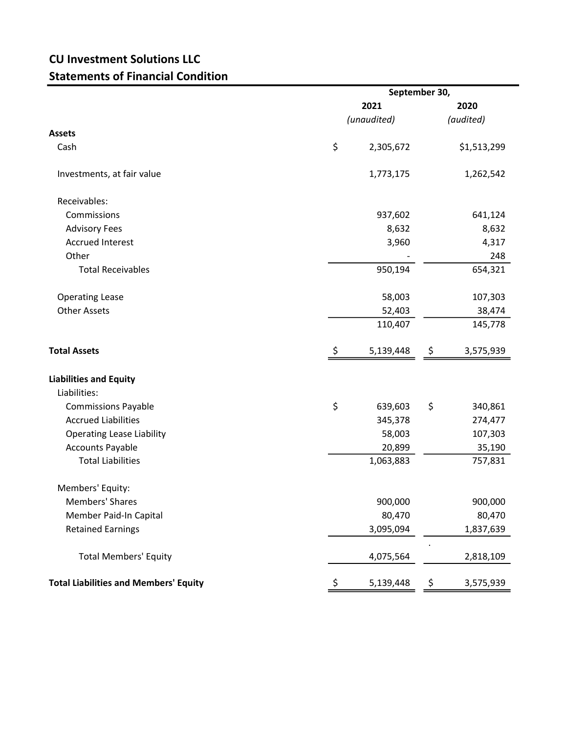## CU Investment Solutions LLC

## Statements of Financial Condition

| | September 30, | |
|---|---|---|
| | 2021 | 2020 |
| | *(unaudited)* | *(audited)* |
| **Assets** | | |
| Cash | $ 2,305,672 | $1,513,299 |
| Investments, at fair value | 1,773,175 | 1,262,542 |
| Receivables: | | |
| Commissions | 937,602 | 641,124 |
| Advisory Fees | 8,632 | 8,632 |
| Accrued Interest | 3,960 | 4,317 |
| Other | - | 248 |
| Total Receivables | 950,194 | 654,321 |
| Operating Lease | 58,003 | 107,303 |
| Other Assets | 52,403 | 38,474 |
| | 110,407 | 145,778 |
| **Total Assets** | $ 5,139,448 | $ 3,575,939 |
| **Liabilities and Equity** | | |
| Liabilities: | | |
| Commissions Payable | $ 639,603 | $ 340,861 |
| Accrued Liabilities | 345,378 | 274,477 |
| Operating Lease Liability | 58,003 | 107,303 |
| Accounts Payable | 20,899 | 35,190 |
| Total Liabilities | 1,063,883 | 757,831 |
| Members' Equity: | | |
| Members' Shares | 900,000 | 900,000 |
| Member Paid-In Capital | 80,470 | 80,470 |
| Retained Earnings | 3,095,094 | 1,837,639 |
| Total Members' Equity | 4,075,564 | 2,818,109 |
| **Total Liabilities and Members' Equity** | $ 5,139,448 | $ 3,575,939 |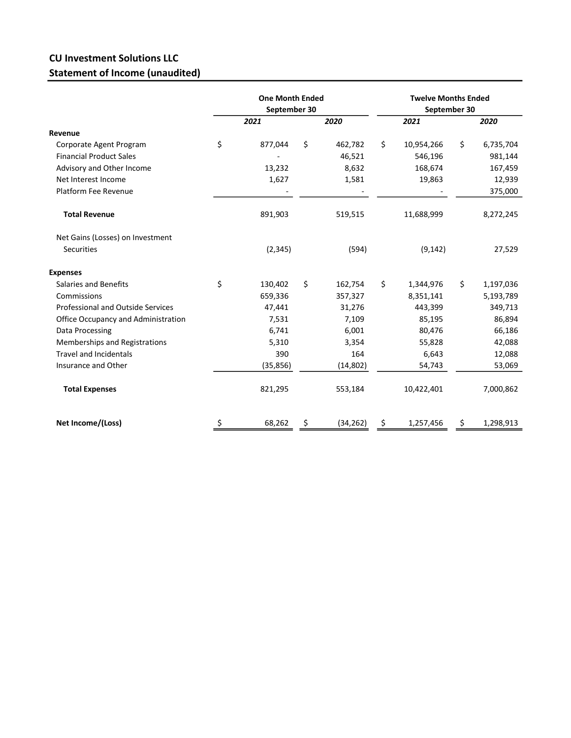**CU Investment Solutions LLC**
**Statement of Income (unaudited)**

| | One Month Ended September 30 | | Twelve Months Ended September 30 | |
|---|---|---|---|---|
| | *2021* | *2020* | *2021* | *2020* |
| **Revenue** | | | | |
| Corporate Agent Program | $ 877,044 | $ 462,782 | $ 10,954,266 | $ 6,735,704 |
| Financial Product Sales | - | 46,521 | 546,196 | 981,144 |
| Advisory and Other Income | 13,232 | 8,632 | 168,674 | 167,459 |
| Net Interest Income | 1,627 | 1,581 | 19,863 | 12,939 |
| Platform Fee Revenue | - | - | - | 375,000 |
| **Total Revenue** | 891,903 | 519,515 | 11,688,999 | 8,272,245 |
| Net Gains (Losses) on Investment Securities | (2,345) | (594) | (9,142) | 27,529 |
| **Expenses** | | | | |
| Salaries and Benefits | $ 130,402 | $ 162,754 | $ 1,344,976 | $ 1,197,036 |
| Commissions | 659,336 | 357,327 | 8,351,141 | 5,193,789 |
| Professional and Outside Services | 47,441 | 31,276 | 443,399 | 349,713 |
| Office Occupancy and Administration | 7,531 | 7,109 | 85,195 | 86,894 |
| Data Processing | 6,741 | 6,001 | 80,476 | 66,186 |
| Memberships and Registrations | 5,310 | 3,354 | 55,828 | 42,088 |
| Travel and Incidentals | 390 | 164 | 6,643 | 12,088 |
| Insurance and Other | (35,856) | (14,802) | 54,743 | 53,069 |
| **Total Expenses** | 821,295 | 553,184 | 10,422,401 | 7,000,862 |
| **Net Income/(Loss)** | $ 68,262 | $ (34,262) | $ 1,257,456 | $ 1,298,913 |